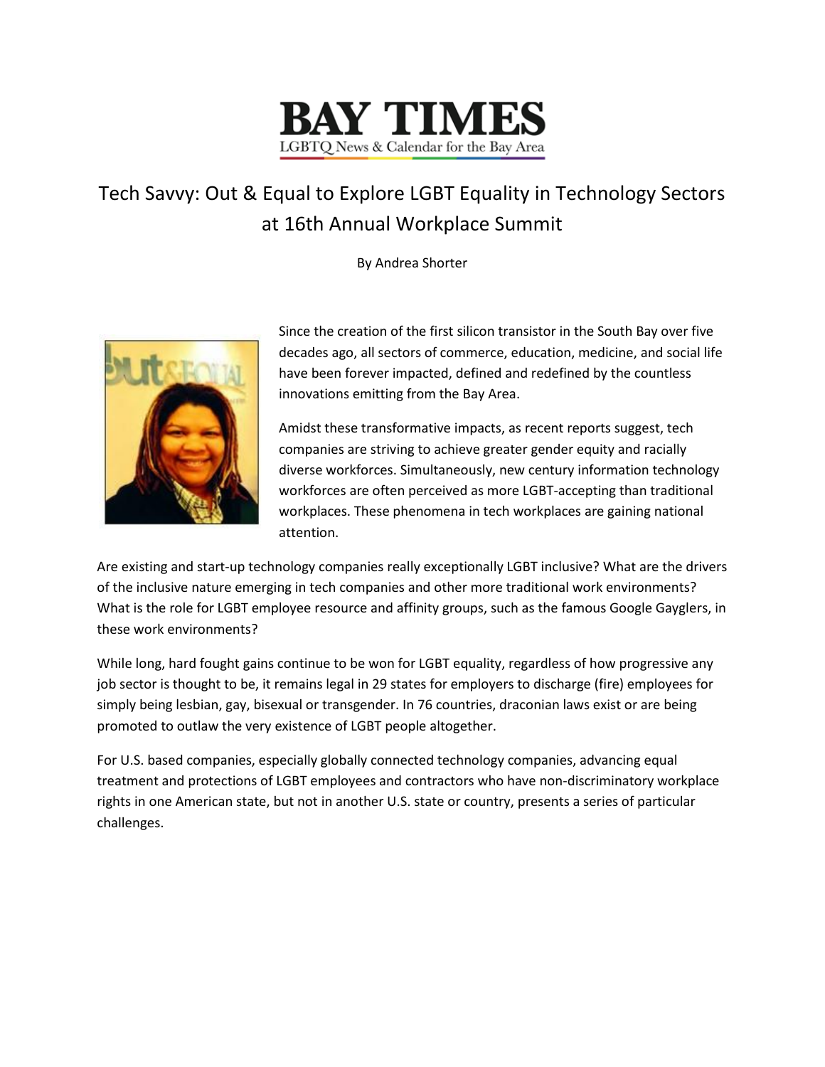**BAY TIMES**
LGBTQ News & Calendar for the Bay Area

# Tech Savvy: Out & Equal to Explore LGBT Equality in Technology Sectors at 16th Annual Workplace Summit

By Andrea Shorter

Since the creation of the first silicon transistor in the South Bay over five decades ago, all sectors of commerce, education, medicine, and social life have been forever impacted, defined and redefined by the countless innovations emitting from the Bay Area.

Amidst these transformative impacts, as recent reports suggest, tech companies are striving to achieve greater gender equity and racially diverse workforces. Simultaneously, new century information technology workforces are often perceived as more LGBT-accepting than traditional workplaces. These phenomena in tech workplaces are gaining national attention.

Are existing and start-up technology companies really exceptionally LGBT inclusive? What are the drivers of the inclusive nature emerging in tech companies and other more traditional work environments? What is the role for LGBT employee resource and affinity groups, such as the famous Google Gayglers, in these work environments?

While long, hard fought gains continue to be won for LGBT equality, regardless of how progressive any job sector is thought to be, it remains legal in 29 states for employers to discharge (fire) employees for simply being lesbian, gay, bisexual or transgender. In 76 countries, draconian laws exist or are being promoted to outlaw the very existence of LGBT people altogether.

For U.S. based companies, especially globally connected technology companies, advancing equal treatment and protections of LGBT employees and contractors who have non-discriminatory workplace rights in one American state, but not in another U.S. state or country, presents a series of particular challenges.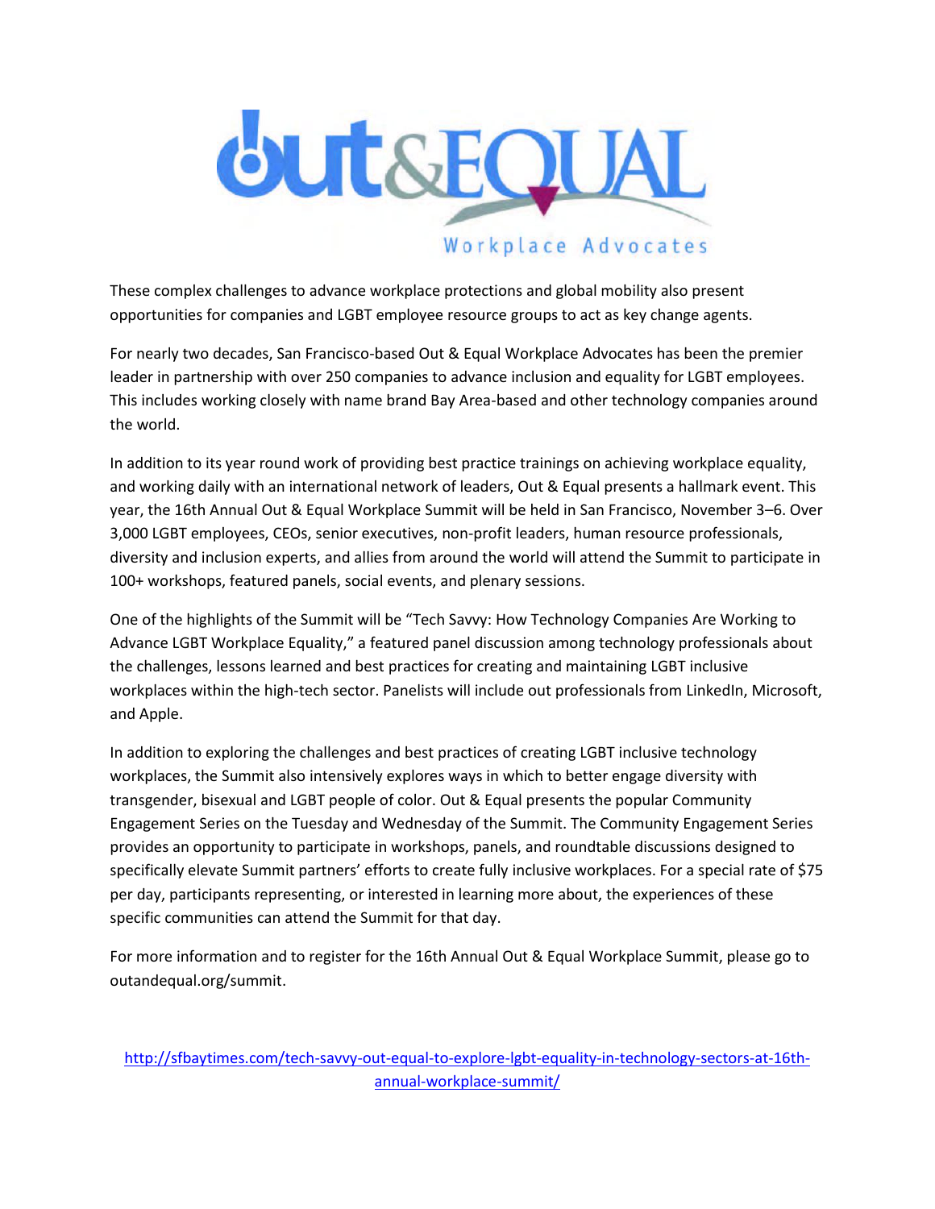These complex challenges to advance workplace protections and global mobility also present opportunities for companies and LGBT employee resource groups to act as key change agents.

For nearly two decades, San Francisco-based Out & Equal Workplace Advocates has been the premier leader in partnership with over 250 companies to advance inclusion and equality for LGBT employees. This includes working closely with name brand Bay Area-based and other technology companies around the world.

In addition to its year round work of providing best practice trainings on achieving workplace equality, and working daily with an international network of leaders, Out & Equal presents a hallmark event. This year, the 16th Annual Out & Equal Workplace Summit will be held in San Francisco, November 3–6. Over 3,000 LGBT employees, CEOs, senior executives, non-profit leaders, human resource professionals, diversity and inclusion experts, and allies from around the world will attend the Summit to participate in 100+ workshops, featured panels, social events, and plenary sessions.

One of the highlights of the Summit will be "Tech Savvy: How Technology Companies Are Working to Advance LGBT Workplace Equality," a featured panel discussion among technology professionals about the challenges, lessons learned and best practices for creating and maintaining LGBT inclusive workplaces within the high-tech sector. Panelists will include out professionals from LinkedIn, Microsoft, and Apple.

In addition to exploring the challenges and best practices of creating LGBT inclusive technology workplaces, the Summit also intensively explores ways in which to better engage diversity with transgender, bisexual and LGBT people of color. Out & Equal presents the popular Community Engagement Series on the Tuesday and Wednesday of the Summit. The Community Engagement Series provides an opportunity to participate in workshops, panels, and roundtable discussions designed to specifically elevate Summit partners' efforts to create fully inclusive workplaces. For a special rate of $75 per day, participants representing, or interested in learning more about, the experiences of these specific communities can attend the Summit for that day.

For more information and to register for the 16th Annual Out & Equal Workplace Summit, please go to outandequal.org/summit.

http://sfbaytimes.com/tech-savvy-out-equal-to-explore-lgbt-equality-in-technology-sectors-at-16th-annual-workplace-summit/